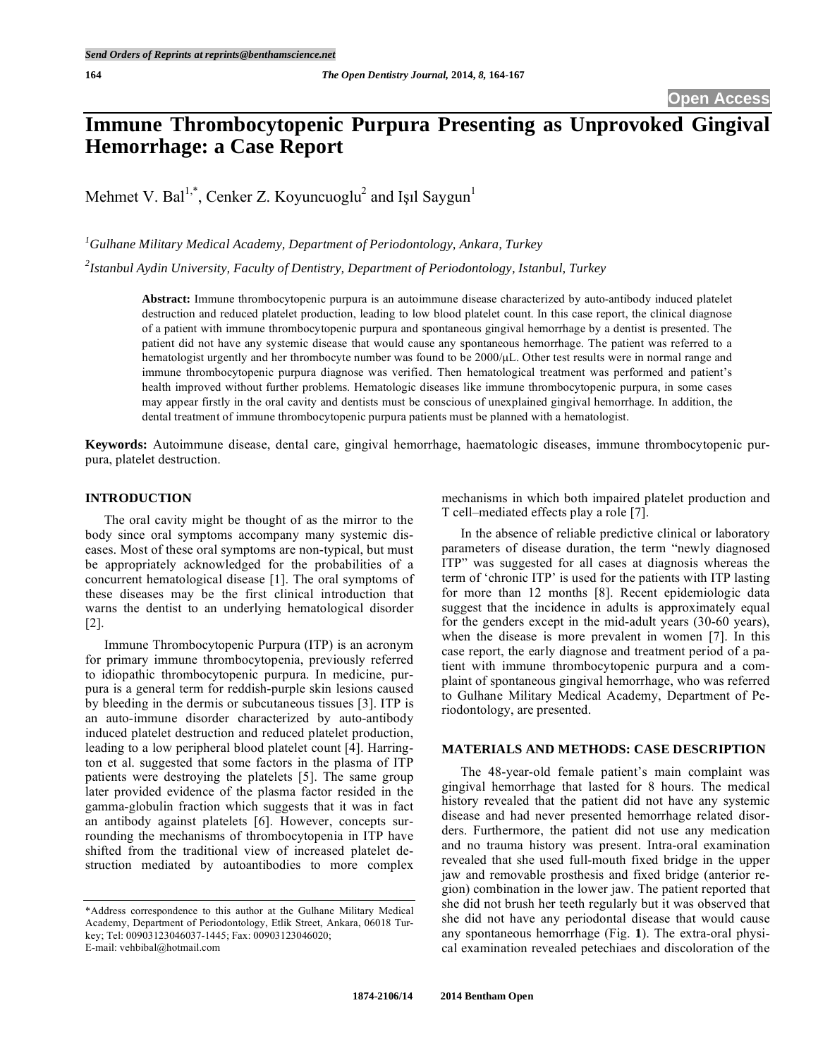Open Access

# Immune Thrombocytopenic Purpura Presenting as Unprovoked Gingival Hemorrhage: a Case Report

Mehmet V. Bal[1,*], Cenker Z. Koyuncuoglu[2] and Işıl Saygun[1]

[1]*Gulhane Military Medical Academy, Department of Periodontology, Ankara, Turkey*

[2]*Istanbul Aydin University, Faculty of Dentistry, Department of Periodontology, Istanbul, Turkey*

**Abstract:** Immune thrombocytopenic purpura is an autoimmune disease characterized by auto-antibody induced platelet destruction and reduced platelet production, leading to low blood platelet count. In this case report, the clinical diagnose of a patient with immune thrombocytopenic purpura and spontaneous gingival hemorrhage by a dentist is presented. The patient did not have any systemic disease that would cause any spontaneous hemorrhage. The patient was referred to a hematologist urgently and her thrombocyte number was found to be 2000/μL. Other test results were in normal range and immune thrombocytopenic purpura diagnose was verified. Then hematological treatment was performed and patient's health improved without further problems. Hematologic diseases like immune thrombocytopenic purpura, in some cases may appear firstly in the oral cavity and dentists must be conscious of unexplained gingival hemorrhage. In addition, the dental treatment of immune thrombocytopenic purpura patients must be planned with a hematologist.

**Keywords:** Autoimmune disease, dental care, gingival hemorrhage, haematologic diseases, immune thrombocytopenic purpura, platelet destruction.

## INTRODUCTION

The oral cavity might be thought of as the mirror to the body since oral symptoms accompany many systemic diseases. Most of these oral symptoms are non-typical, but must be appropriately acknowledged for the probabilities of a concurrent hematological disease [1]. The oral symptoms of these diseases may be the first clinical introduction that warns the dentist to an underlying hematological disorder [2].

Immune Thrombocytopenic Purpura (ITP) is an acronym for primary immune thrombocytopenia, previously referred to idiopathic thrombocytopenic purpura. In medicine, purpura is a general term for reddish-purple skin lesions caused by bleeding in the dermis or subcutaneous tissues [3]. ITP is an auto-immune disorder characterized by auto-antibody induced platelet destruction and reduced platelet production, leading to a low peripheral blood platelet count [4]. Harrington et al. suggested that some factors in the plasma of ITP patients were destroying the platelets [5]. The same group later provided evidence of the plasma factor resided in the gamma-globulin fraction which suggests that it was in fact an antibody against platelets [6]. However, concepts surrounding the mechanisms of thrombocytopenia in ITP have shifted from the traditional view of increased platelet destruction mediated by autoantibodies to more complex mechanisms in which both impaired platelet production and T cell–mediated effects play a role [7].

In the absence of reliable predictive clinical or laboratory parameters of disease duration, the term "newly diagnosed ITP" was suggested for all cases at diagnosis whereas the term of 'chronic ITP' is used for the patients with ITP lasting for more than 12 months [8]. Recent epidemiologic data suggest that the incidence in adults is approximately equal for the genders except in the mid-adult years (30-60 years), when the disease is more prevalent in women [7]. In this case report, the early diagnose and treatment period of a patient with immune thrombocytopenic purpura and a complaint of spontaneous gingival hemorrhage, who was referred to Gulhane Military Medical Academy, Department of Periodontology, are presented.

## MATERIALS AND METHODS: CASE DESCRIPTION

The 48-year-old female patient's main complaint was gingival hemorrhage that lasted for 8 hours. The medical history revealed that the patient did not have any systemic disease and had never presented hemorrhage related disorders. Furthermore, the patient did not use any medication and no trauma history was present. Intra-oral examination revealed that she used full-mouth fixed bridge in the upper jaw and removable prosthesis and fixed bridge (anterior region) combination in the lower jaw. The patient reported that she did not brush her teeth regularly but it was observed that she did not have any periodontal disease that would cause any spontaneous hemorrhage (Fig. **1**). The extra-oral physical examination revealed petechiaes and discoloration of the

*Address correspondence to this author at the Gulhane Military Medical Academy, Department of Periodontology, Etlik Street, Ankara, 06018 Turkey; Tel: 00903123046037-1445; Fax: 00903123046020; E-mail: vehbibal@hotmail.com

1874-2106/14 2014 Bentham Open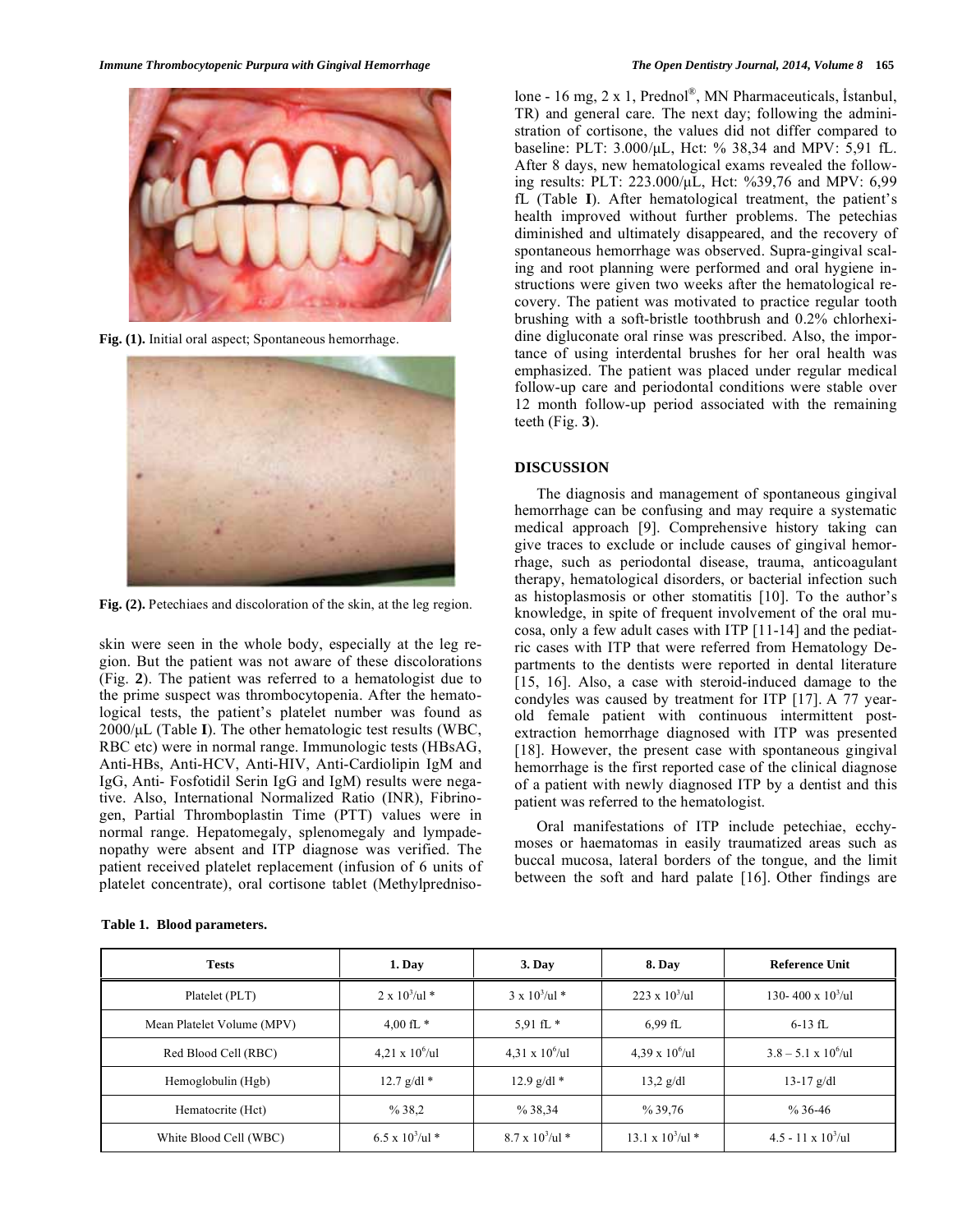Fig. (1). Initial oral aspect; Spontaneous hemorrhage.

Fig. (2). Petechiaes and discoloration of the skin, at the leg region.

skin were seen in the whole body, especially at the leg region. But the patient was not aware of these discolorations (Fig. 2). The patient was referred to a hematologist due to the prime suspect was thrombocytopenia. After the hematological tests, the patient's platelet number was found as 2000/μL (Table I). The other hematologic test results (WBC, RBC etc) were in normal range. Immunologic tests (HBsAG, Anti-HBs, Anti-HCV, Anti-HIV, Anti-Cardiolipin IgM and IgG, Anti- Fosfotidil Serin IgG and IgM) results were negative. Also, International Normalized Ratio (INR), Fibrinogen, Partial Thromboplastin Time (PTT) values were in normal range. Hepatomegaly, splenomegaly and lympadenopathy were absent and ITP diagnose was verified. The patient received platelet replacement (infusion of 6 units of platelet concentrate), oral cortisone tablet (Methylprednisolone - 16 mg, 2 x 1, Prednol®, MN Pharmaceuticals, İstanbul, TR) and general care. The next day; following the administration of cortisone, the values did not differ compared to baseline: PLT: 3.000/μL, Hct: % 38,34 and MPV: 5,91 fL. After 8 days, new hematological exams revealed the following results: PLT: 223.000/μL, Hct: %39,76 and MPV: 6,99 fL (Table I). After hematological treatment, the patient's health improved without further problems. The petechias diminished and ultimately disappeared, and the recovery of spontaneous hemorrhage was observed. Supra-gingival scaling and root planning were performed and oral hygiene instructions were given two weeks after the hematological recovery. The patient was motivated to practice regular tooth brushing with a soft-bristle toothbrush and 0.2% chlorhexidine digluconate oral rinse was prescribed. Also, the importance of using interdental brushes for her oral health was emphasized. The patient was placed under regular medical follow-up care and periodontal conditions were stable over 12 month follow-up period associated with the remaining teeth (Fig. 3).

## DISCUSSION

The diagnosis and management of spontaneous gingival hemorrhage can be confusing and may require a systematic medical approach [9]. Comprehensive history taking can give traces to exclude or include causes of gingival hemorrhage, such as periodontal disease, trauma, anticoagulant therapy, hematological disorders, or bacterial infection such as histoplasmosis or other stomatitis [10]. To the author's knowledge, in spite of frequent involvement of the oral mucosa, only a few adult cases with ITP [11-14] and the pediatric cases with ITP that were referred from Hematology Departments to the dentists were reported in dental literature [15, 16]. Also, a case with steroid-induced damage to the condyles was caused by treatment for ITP [17]. A 77 year-old female patient with continuous intermittent post-extraction hemorrhage diagnosed with ITP was presented [18]. However, the present case with spontaneous gingival hemorrhage is the first reported case of the clinical diagnose of a patient with newly diagnosed ITP by a dentist and this patient was referred to the hematologist.

Oral manifestations of ITP include petechiae, ecchymoses or haematomas in easily traumatized areas such as buccal mucosa, lateral borders of the tongue, and the limit between the soft and hard palate [16]. Other findings are

**Table 1. Blood parameters.**

| Tests | 1. Day | 3. Day | 8. Day | Reference Unit |
|---|---|---|---|---|
| Platelet (PLT) | 2 x $10^3$/ul * | 3 x $10^3$/ul * | 223 x $10^3$/ul | 130- 400 x $10^3$/ul |
| Mean Platelet Volume (MPV) | 4,00 fL * | 5,91 fL * | 6,99 fL | 6-13 fL |
| Red Blood Cell (RBC) | 4,21 x $10^6$/ul | 4,31 x $10^6$/ul | 4,39 x $10^6$/ul | 3.8 – 5.1 x $10^6$/ul |
| Hemoglobulin (Hgb) | 12.7 g/dl * | 12.9 g/dl * | 13,2 g/dl | 13-17 g/dl |
| Hematocrite (Hct) | % 38,2 | % 38,34 | % 39,76 | % 36-46 |
| White Blood Cell (WBC) | 6.5 x $10^3$/ul * | 8.7 x $10^3$/ul * | 13.1 x $10^3$/ul * | 4.5 - 11 x $10^3$/ul |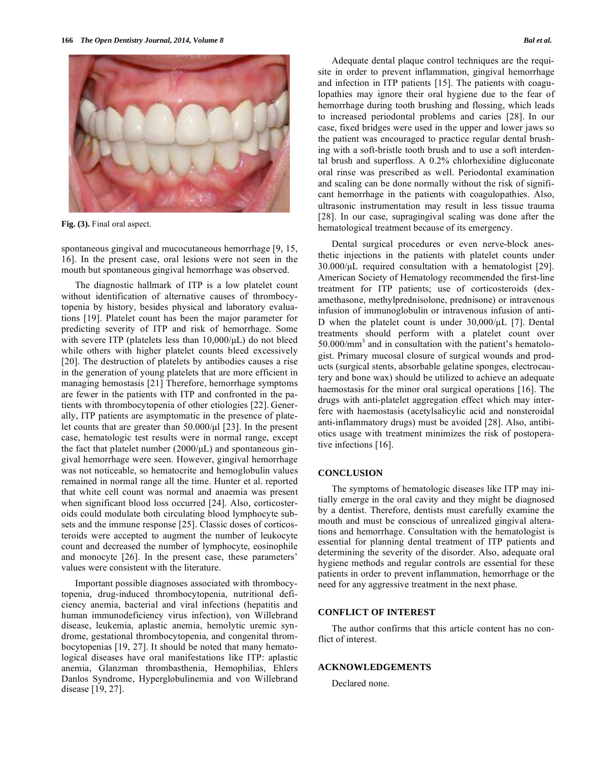Fig. (3). Final oral aspect.

spontaneous gingival and mucocutaneous hemorrhage [9, 15, 16]. In the present case, oral lesions were not seen in the mouth but spontaneous gingival hemorrhage was observed.

The diagnostic hallmark of ITP is a low platelet count without identification of alternative causes of thrombocytopenia by history, besides physical and laboratory evaluations [19]. Platelet count has been the major parameter for predicting severity of ITP and risk of hemorrhage. Some with severe ITP (platelets less than 10,000/μL) do not bleed while others with higher platelet counts bleed excessively [20]. The destruction of platelets by antibodies causes a rise in the generation of young platelets that are more efficient in managing hemostasis [21] Therefore, hemorrhage symptoms are fewer in the patients with ITP and confronted in the patients with thrombocytopenia of other etiologies [22]. Generally, ITP patients are asymptomatic in the presence of platelet counts that are greater than 50.000/µl [23]. In the present case, hematologic test results were in normal range, except the fact that platelet number (2000/μL) and spontaneous gingival hemorrhage were seen. However, gingival hemorrhage was not noticeable, so hematocrite and hemoglobulin values remained in normal range all the time. Hunter et al. reported that white cell count was normal and anaemia was present when significant blood loss occurred [24]. Also, corticosteroids could modulate both circulating blood lymphocyte subsets and the immune response [25]. Classic doses of corticosteroids were accepted to augment the number of leukocyte count and decreased the number of lymphocyte, eosinophile and monocyte [26]. In the present case, these parameters' values were consistent with the literature.

Important possible diagnoses associated with thrombocytopenia, drug-induced thrombocytopenia, nutritional deficiency anemia, bacterial and viral infections (hepatitis and human immunodeficiency virus infection), von Willebrand disease, leukemia, aplastic anemia, hemolytic uremic syndrome, gestational thrombocytopenia, and congenital thrombocytopenias [19, 27]. It should be noted that many hematological diseases have oral manifestations like ITP: aplastic anemia, Glanzman thrombasthenia, Hemophilias, Ehlers Danlos Syndrome, Hyperglobulinemia and von Willebrand disease [19, 27].

Adequate dental plaque control techniques are the requisite in order to prevent inflammation, gingival hemorrhage and infection in ITP patients [15]. The patients with coagulopathies may ignore their oral hygiene due to the fear of hemorrhage during tooth brushing and flossing, which leads to increased periodontal problems and caries [28]. In our case, fixed bridges were used in the upper and lower jaws so the patient was encouraged to practice regular dental brushing with a soft-bristle tooth brush and to use a soft interdental brush and superfloss. A 0.2% chlorhexidine digluconate oral rinse was prescribed as well. Periodontal examination and scaling can be done normally without the risk of significant hemorrhage in the patients with coagulopathies. Also, ultrasonic instrumentation may result in less tissue trauma [28]. In our case, supragingival scaling was done after the hematological treatment because of its emergency.

Dental surgical procedures or even nerve-block anesthetic injections in the patients with platelet counts under 30.000/μL required consultation with a hematologist [29]. American Society of Hematology recommended the first-line treatment for ITP patients; use of corticosteroids (dexamethasone, methylprednisolone, prednisone) or intravenous infusion of immunoglobulin or intravenous infusion of anti-D when the platelet count is under 30,000/μL [7]. Dental treatments should perform with a platelet count over $50.000/mm^3$ and in consultation with the patient's hematologist. Primary mucosal closure of surgical wounds and products (surgical stents, absorbable gelatine sponges, electrocautery and bone wax) should be utilized to achieve an adequate haemostasis for the minor oral surgical operations [16]. The drugs with anti-platelet aggregation effect which may interfere with haemostasis (acetylsalicylic acid and nonsteroidal anti-inflammatory drugs) must be avoided [28]. Also, antibiotics usage with treatment minimizes the risk of postoperative infections [16].

## CONCLUSION

The symptoms of hematologic diseases like ITP may initially emerge in the oral cavity and they might be diagnosed by a dentist. Therefore, dentists must carefully examine the mouth and must be conscious of unrealized gingival alterations and hemorrhage. Consultation with the hematologist is essential for planning dental treatment of ITP patients and determining the severity of the disorder. Also, adequate oral hygiene methods and regular controls are essential for these patients in order to prevent inflammation, hemorrhage or the need for any aggressive treatment in the next phase.

## CONFLICT OF INTEREST

The author confirms that this article content has no conflict of interest.

## ACKNOWLEDGEMENTS

Declared none.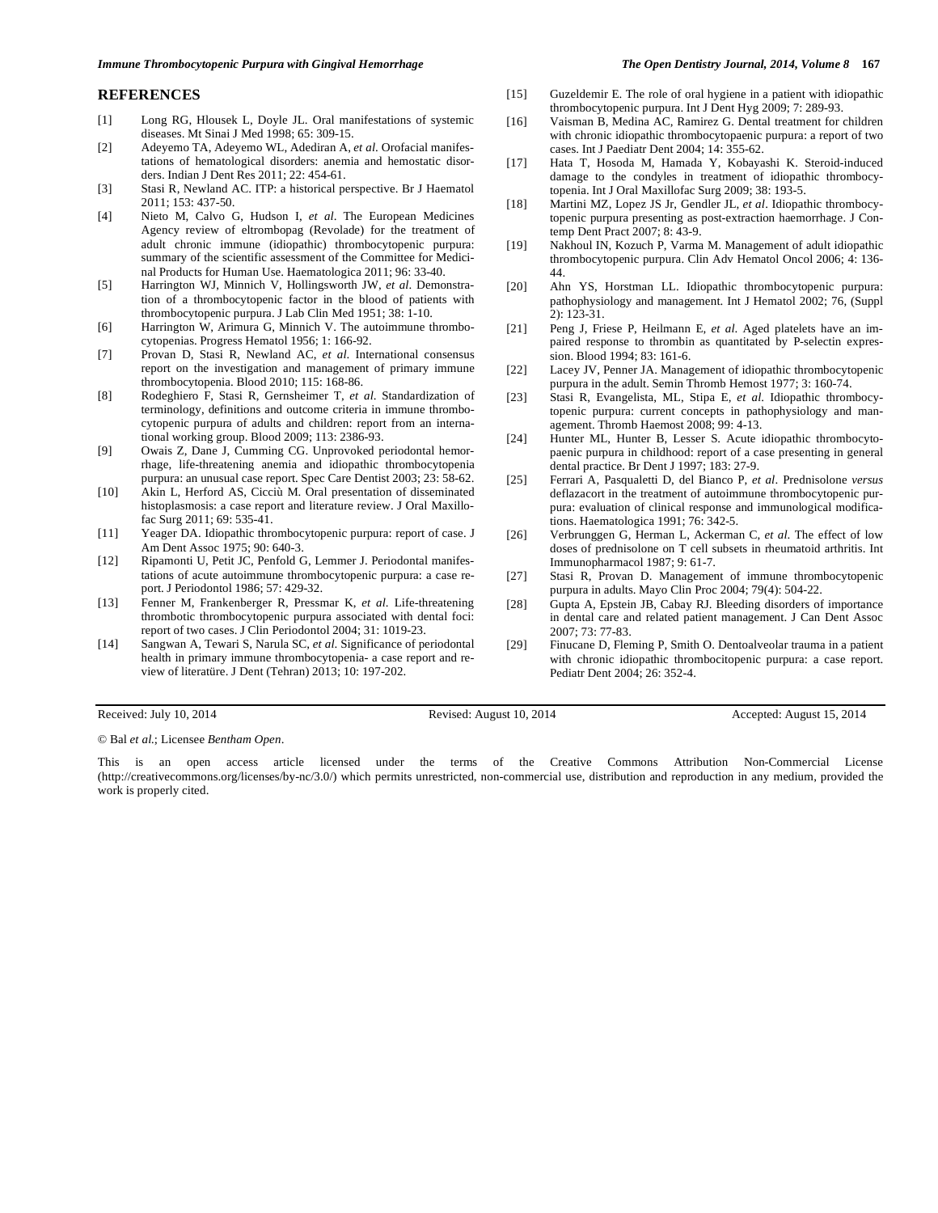## REFERENCES

[1] Long RG, Hlousek L, Doyle JL. Oral manifestations of systemic diseases. Mt Sinai J Med 1998; 65: 309-15.

[2] Adeyemo TA, Adeyemo WL, Adediran A, *et al*. Orofacial manifestations of hematological disorders: anemia and hemostatic disorders. Indian J Dent Res 2011; 22: 454-61.

[3] Stasi R, Newland AC. ITP: a historical perspective. Br J Haematol 2011; 153: 437-50.

[4] Nieto M, Calvo G, Hudson I, *et al*. The European Medicines Agency review of eltrombopag (Revolade) for the treatment of adult chronic immune (idiopathic) thrombocytopenic purpura: summary of the scientific assessment of the Committee for Medicinal Products for Human Use. Haematologica 2011; 96: 33-40.

[5] Harrington WJ, Minnich V, Hollingsworth JW, *et al*. Demonstration of a thrombocytopenic factor in the blood of patients with thrombocytopenic purpura. J Lab Clin Med 1951; 38: 1-10.

[6] Harrington W, Arimura G, Minnich V. The autoimmune thrombocytopenias. Progress Hematol 1956; 1: 166-92.

[7] Provan D, Stasi R, Newland AC, *et al*. International consensus report on the investigation and management of primary immune thrombocytopenia. Blood 2010; 115: 168-86.

[8] Rodeghiero F, Stasi R, Gernsheimer T, *et al*. Standardization of terminology, definitions and outcome criteria in immune thrombocytopenic purpura of adults and children: report from an international working group. Blood 2009; 113: 2386-93.

[9] Owais Z, Dane J, Cumming CG. Unprovoked periodontal hemorrhage, life-threatening anemia and idiopathic thrombocytopenia purpura: an unusual case report. Spec Care Dentist 2003; 23: 58-62.

[10] Akin L, Herford AS, Cicciù M. Oral presentation of disseminated histoplasmosis: a case report and literature review. J Oral Maxillofac Surg 2011; 69: 535-41.

[11] Yeager DA. Idiopathic thrombocytopenic purpura: report of case. J Am Dent Assoc 1975; 90: 640-3.

[12] Ripamonti U, Petit JC, Penfold G, Lemmer J. Periodontal manifestations of acute autoimmune thrombocytopenic purpura: a case report. J Periodontol 1986; 57: 429-32.

[13] Fenner M, Frankenberger R, Pressmar K, *et al*. Life-threatening thrombotic thrombocytopenic purpura associated with dental foci: report of two cases. J Clin Periodontol 2004; 31: 1019-23.

[14] Sangwan A, Tewari S, Narula SC, *et al*. Significance of periodontal health in primary immune thrombocytopenia- a case report and review of literatüre. J Dent (Tehran) 2013; 10: 197-202.

[15] Guzeldemir E. The role of oral hygiene in a patient with idiopathic thrombocytopenic purpura. Int J Dent Hyg 2009; 7: 289-93.

[16] Vaisman B, Medina AC, Ramirez G. Dental treatment for children with chronic idiopathic thrombocytopaenic purpura: a report of two cases. Int J Paediatr Dent 2004; 14: 355-62.

[17] Hata T, Hosoda M, Hamada Y, Kobayashi K. Steroid-induced damage to the condyles in treatment of idiopathic thrombocytopenia. Int J Oral Maxillofac Surg 2009; 38: 193-5.

[18] Martini MZ, Lopez JS Jr, Gendler JL, *et al*. Idiopathic thrombocytopenic purpura presenting as post-extraction haemorrhage. J Contemp Dent Pract 2007; 8: 43-9.

[19] Nakhoul IN, Kozuch P, Varma M. Management of adult idiopathic thrombocytopenic purpura. Clin Adv Hematol Oncol 2006; 4: 136-44.

[20] Ahn YS, Horstman LL. Idiopathic thrombocytopenic purpura: pathophysiology and management. Int J Hematol 2002; 76, (Suppl 2): 123-31.

[21] Peng J, Friese P, Heilmann E, *et al*. Aged platelets have an impaired response to thrombin as quantitated by P-selectin expression. Blood 1994; 83: 161-6.

[22] Lacey JV, Penner JA. Management of idiopathic thrombocytopenic purpura in the adult. Semin Thromb Hemost 1977; 3: 160-74.

[23] Stasi R, Evangelista, ML, Stipa E, *et al*. Idiopathic thrombocytopenic purpura: current concepts in pathophysiology and management. Thromb Haemost 2008; 99: 4-13.

[24] Hunter ML, Hunter B, Lesser S. Acute idiopathic thrombocytopaenic purpura in childhood: report of a case presenting in general dental practice. Br Dent J 1997; 183: 27-9.

[25] Ferrari A, Pasqualetti D, del Bianco P, *et al*. Prednisolone *versus* deflazacort in the treatment of autoimmune thrombocytopenic purpura: evaluation of clinical response and immunological modifications. Haematologica 1991; 76: 342-5.

[26] Verbrunggen G, Herman L, Ackerman C, *et al*. The effect of low doses of prednisolone on T cell subsets in rheumatoid arthritis. Int Immunopharmacol 1987; 9: 61-7.

[27] Stasi R, Provan D. Management of immune thrombocytopenic purpura in adults. Mayo Clin Proc 2004; 79(4): 504-22.

[28] Gupta A, Epstein JB, Cabay RJ. Bleeding disorders of importance in dental care and related patient management. J Can Dent Assoc 2007; 73: 77-83.

[29] Finucane D, Fleming P, Smith O. Dentoalveolar trauma in a patient with chronic idiopathic thrombocitopenic purpura: a case report. Pediatr Dent 2004; 26: 352-4.

Received: July 10, 2014 Revised: August 10, 2014 Accepted: August 15, 2014

© Bal *et al*.; Licensee *Bentham Open*.

This is an open access article licensed under the terms of the Creative Commons Attribution Non-Commercial License (http://creativecommons.org/licenses/by-nc/3.0/) which permits unrestricted, non-commercial use, distribution and reproduction in any medium, provided the work is properly cited.